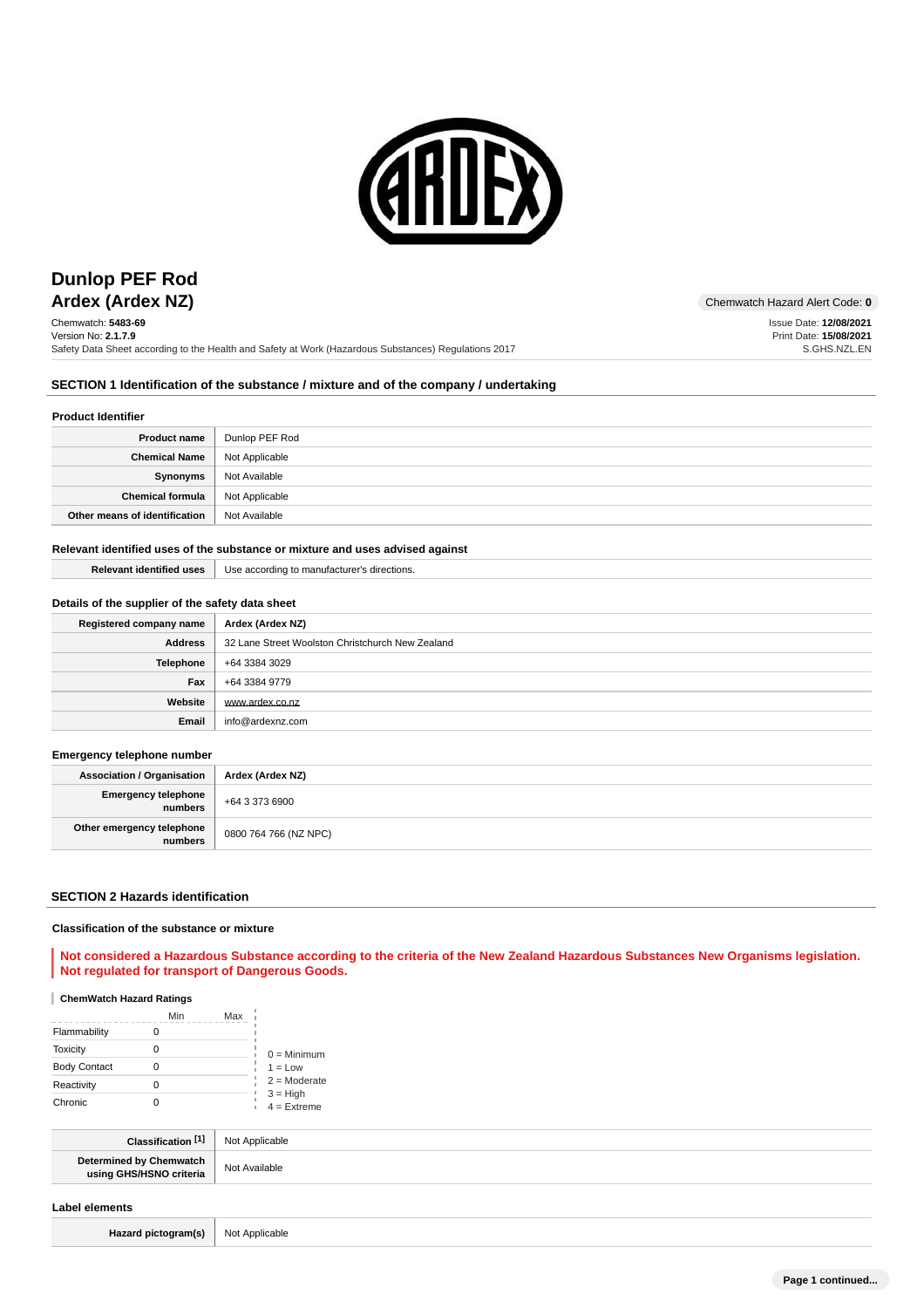# Dunlop PEF Rod

## Ardex (Ardex NZ)

Chemwatch Hazard Alert Code: **0**

Chemwatch: **5483-69**
Version No: **2.1.7.9**
Safety Data Sheet according to the Health and Safety at Work (Hazardous Substances) Regulations 2017

Issue Date: **12/08/2021**
Print Date: **15/08/2021**
S.GHS.NZL.EN

## SECTION 1 Identification of the substance / mixture and of the company / undertaking

### Product Identifier

| | |
|---|---|
| **Product name** | Dunlop PEF Rod |
| **Chemical Name** | Not Applicable |
| **Synonyms** | Not Available |
| **Chemical formula** | Not Applicable |
| **Other means of identification** | Not Available |

### Relevant identified uses of the substance or mixture and uses advised against

| | |
|---|---|
| **Relevant identified uses** | Use according to manufacturer's directions. |

### Details of the supplier of the safety data sheet

| | |
|---|---|
| **Registered company name** | **Ardex (Ardex NZ)** |
| **Address** | 32 Lane Street Woolston Christchurch New Zealand |
| **Telephone** | +64 3384 3029 |
| **Fax** | +64 3384 9779 |
| **Website** | www.ardex.co.nz |
| **Email** | info@ardexnz.com |

### Emergency telephone number

| | |
|---|---|
| **Association / Organisation** | **Ardex (Ardex NZ)** |
| **Emergency telephone numbers** | +64 3 373 6900 |
| **Other emergency telephone numbers** | 0800 764 766 (NZ NPC) |

## SECTION 2 Hazards identification

### Classification of the substance or mixture

**Not considered a Hazardous Substance according to the criteria of the New Zealand Hazardous Substances New Organisms legislation. Not regulated for transport of Dangerous Goods.**

**ChemWatch Hazard Ratings**

| | Min | Max |
|---|---|---|
| Flammability | 0 | |
| Toxicity | 0 | |
| Body Contact | 0 | |
| Reactivity | 0 | |
| Chronic | 0 | |

0 = Minimum
1 = Low
2 = Moderate
3 = High
4 = Extreme

| | |
|---|---|
| **Classification [1]** | Not Applicable |
| **Determined by Chemwatch using GHS/HSNO criteria** | Not Available |

### Label elements

| | |
|---|---|
| **Hazard pictogram(s)** | Not Applicable |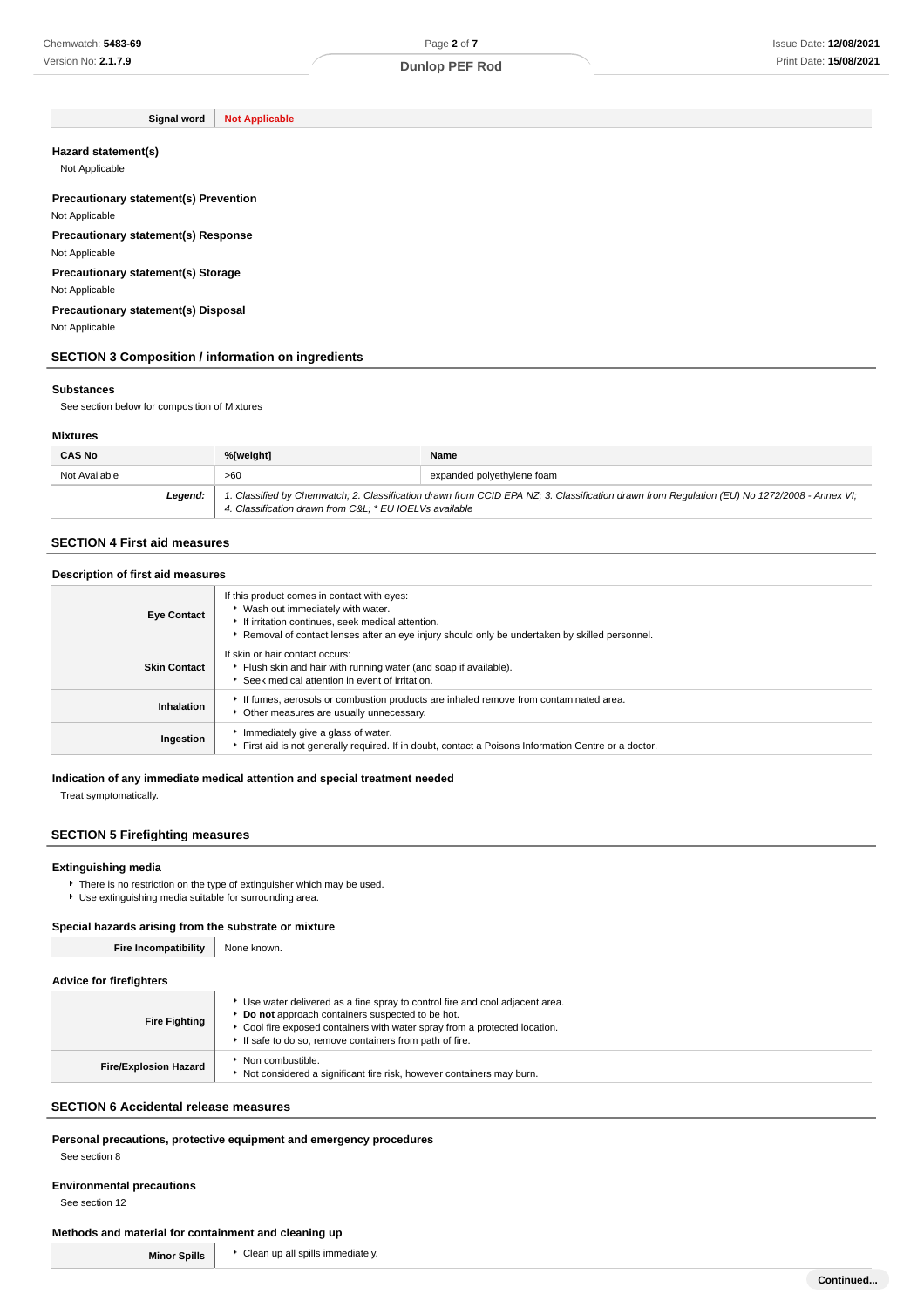| Signal word | Not Applicable |
|---|---|

### Hazard statement(s)

Not Applicable

### Precautionary statement(s) Prevention

Not Applicable

### Precautionary statement(s) Response

Not Applicable

### Precautionary statement(s) Storage

Not Applicable

### Precautionary statement(s) Disposal

Not Applicable

## SECTION 3 Composition / information on ingredients

### Substances

See section below for composition of Mixtures

### Mixtures

| CAS No | %[weight] | Name |
|---|---|---|
| Not Available | >60 | expanded polyethylene foam |
| **Legend:** | *1. Classified by Chemwatch; 2. Classification drawn from CCID EPA NZ; 3. Classification drawn from Regulation (EU) No 1272/2008 - Annex VI; 4. Classification drawn from C&L; * EU IOELVs available* | |

## SECTION 4 First aid measures

### Description of first aid measures

| | |
|---|---|
| **Eye Contact** | If this product comes in contact with eyes:<br>‣ Wash out immediately with water.<br>‣ If irritation continues, seek medical attention.<br>‣ Removal of contact lenses after an eye injury should only be undertaken by skilled personnel. |
| **Skin Contact** | If skin or hair contact occurs:<br>‣ Flush skin and hair with running water (and soap if available).<br>‣ Seek medical attention in event of irritation. |
| **Inhalation** | ‣ If fumes, aerosols or combustion products are inhaled remove from contaminated area.<br>‣ Other measures are usually unnecessary. |
| **Ingestion** | ‣ Immediately give a glass of water.<br>‣ First aid is not generally required. If in doubt, contact a Poisons Information Centre or a doctor. |

### Indication of any immediate medical attention and special treatment needed

Treat symptomatically.

## SECTION 5 Firefighting measures

### Extinguishing media

- There is no restriction on the type of extinguisher which may be used.
- Use extinguishing media suitable for surrounding area.

### Special hazards arising from the substrate or mixture

| Fire Incompatibility | None known. |
|---|---|

### Advice for firefighters

| | |
|---|---|
| **Fire Fighting** | ‣ Use water delivered as a fine spray to control fire and cool adjacent area.<br>‣ **Do not** approach containers suspected to be hot.<br>‣ Cool fire exposed containers with water spray from a protected location.<br>‣ If safe to do so, remove containers from path of fire. |
| **Fire/Explosion Hazard** | ‣ Non combustible.<br>‣ Not considered a significant fire risk, however containers may burn. |

## SECTION 6 Accidental release measures

### Personal precautions, protective equipment and emergency procedures

See section 8

### Environmental precautions

See section 12

### Methods and material for containment and cleaning up

| Minor Spills | ‣ Clean up all spills immediately. |
|---|---|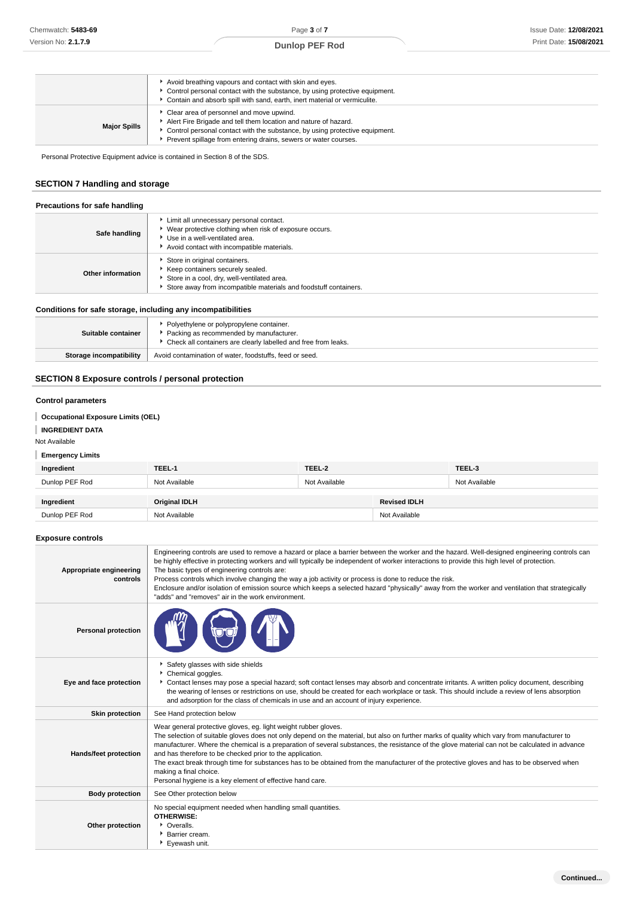| | |
|---|---|
| | ‣ Avoid breathing vapours and contact with skin and eyes.<br>‣ Control personal contact with the substance, by using protective equipment.<br>‣ Contain and absorb spill with sand, earth, inert material or vermiculite. |
| **Major Spills** | ‣ Clear area of personnel and move upwind.<br>‣ Alert Fire Brigade and tell them location and nature of hazard.<br>‣ Control personal contact with the substance, by using protective equipment.<br>‣ Prevent spillage from entering drains, sewers or water courses. |

Personal Protective Equipment advice is contained in Section 8 of the SDS.

## SECTION 7 Handling and storage

### Precautions for safe handling

| | |
|---|---|
| **Safe handling** | ‣ Limit all unnecessary personal contact.<br>‣ Wear protective clothing when risk of exposure occurs.<br>‣ Use in a well-ventilated area.<br>‣ Avoid contact with incompatible materials. |
| **Other information** | ‣ Store in original containers.<br>‣ Keep containers securely sealed.<br>‣ Store in a cool, dry, well-ventilated area.<br>‣ Store away from incompatible materials and foodstuff containers. |

### Conditions for safe storage, including any incompatibilities

| | |
|---|---|
| **Suitable container** | ‣ Polyethylene or polypropylene container.<br>‣ Packing as recommended by manufacturer.<br>‣ Check all containers are clearly labelled and free from leaks. |
| **Storage incompatibility** | Avoid contamination of water, foodstuffs, feed or seed. |

## SECTION 8 Exposure controls / personal protection

### Control parameters

**Occupational Exposure Limits (OEL)**

**INGREDIENT DATA**

Not Available

**Emergency Limits**

| Ingredient | TEEL-1 | TEEL-2 | TEEL-3 |
|---|---|---|---|
| Dunlop PEF Rod | Not Available | Not Available | Not Available |

| Ingredient | Original IDLH | Revised IDLH |
|---|---|---|
| Dunlop PEF Rod | Not Available | Not Available |

### Exposure controls

| | |
|---|---|
| **Appropriate engineering controls** | Engineering controls are used to remove a hazard or place a barrier between the worker and the hazard. Well-designed engineering controls can be highly effective in protecting workers and will typically be independent of worker interactions to provide this high level of protection.<br>The basic types of engineering controls are:<br>Process controls which involve changing the way a job activity or process is done to reduce the risk.<br>Enclosure and/or isolation of emission source which keeps a selected hazard "physically" away from the worker and ventilation that strategically "adds" and "removes" air in the work environment. |
| **Personal protection** | |
| **Eye and face protection** | ‣ Safety glasses with side shields<br>‣ Chemical goggles.<br>‣ Contact lenses may pose a special hazard; soft contact lenses may absorb and concentrate irritants. A written policy document, describing the wearing of lenses or restrictions on use, should be created for each workplace or task. This should include a review of lens absorption and adsorption for the class of chemicals in use and an account of injury experience. |
| **Skin protection** | See Hand protection below |
| **Hands/feet protection** | Wear general protective gloves, eg. light weight rubber gloves.<br>The selection of suitable gloves does not only depend on the material, but also on further marks of quality which vary from manufacturer to manufacturer. Where the chemical is a preparation of several substances, the resistance of the glove material can not be calculated in advance and has therefore to be checked prior to the application.<br>The exact break through time for substances has to be obtained from the manufacturer of the protective gloves and has to be observed when making a final choice.<br>Personal hygiene is a key element of effective hand care. |
| **Body protection** | See Other protection below |
| **Other protection** | No special equipment needed when handling small quantities.<br>**OTHERWISE:**<br>‣ Overalls.<br>‣ Barrier cream.<br>‣ Eyewash unit. |

Continued...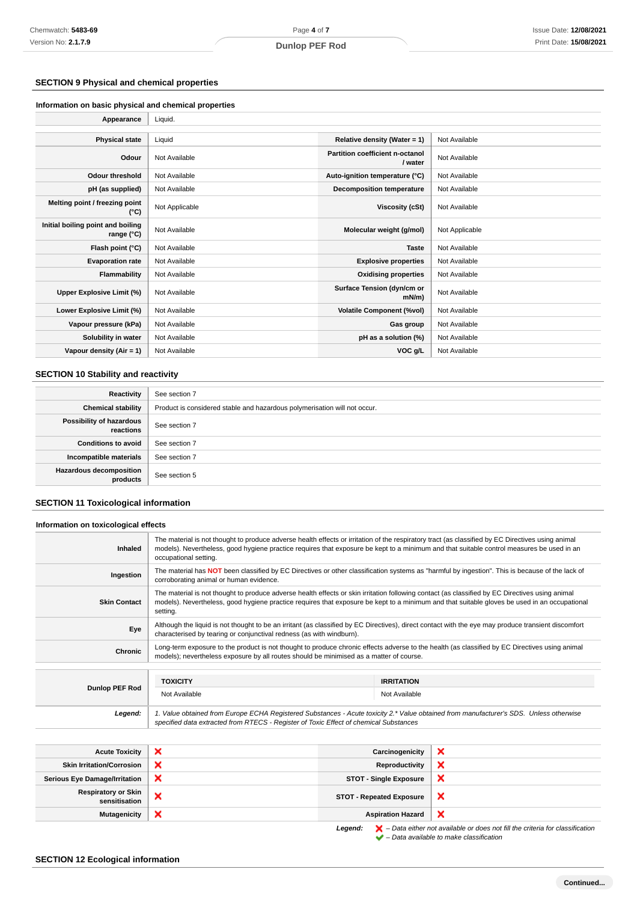## SECTION 9 Physical and chemical properties

### Information on basic physical and chemical properties

| | | | |
|---|---|---|---|
| **Appearance** | Liquid. | | |
| **Physical state** | Liquid | **Relative density (Water = 1)** | Not Available |
| **Odour** | Not Available | **Partition coefficient n-octanol / water** | Not Available |
| **Odour threshold** | Not Available | **Auto-ignition temperature (°C)** | Not Available |
| **pH (as supplied)** | Not Available | **Decomposition temperature** | Not Available |
| **Melting point / freezing point (°C)** | Not Applicable | **Viscosity (cSt)** | Not Available |
| **Initial boiling point and boiling range (°C)** | Not Available | **Molecular weight (g/mol)** | Not Applicable |
| **Flash point (°C)** | Not Available | **Taste** | Not Available |
| **Evaporation rate** | Not Available | **Explosive properties** | Not Available |
| **Flammability** | Not Available | **Oxidising properties** | Not Available |
| **Upper Explosive Limit (%)** | Not Available | **Surface Tension (dyn/cm or mN/m)** | Not Available |
| **Lower Explosive Limit (%)** | Not Available | **Volatile Component (%vol)** | Not Available |
| **Vapour pressure (kPa)** | Not Available | **Gas group** | Not Available |
| **Solubility in water** | Not Available | **pH as a solution (%)** | Not Available |
| **Vapour density (Air = 1)** | Not Available | **VOC g/L** | Not Available |

## SECTION 10 Stability and reactivity

| | |
|---|---|
| **Reactivity** | See section 7 |
| **Chemical stability** | Product is considered stable and hazardous polymerisation will not occur. |
| **Possibility of hazardous reactions** | See section 7 |
| **Conditions to avoid** | See section 7 |
| **Incompatible materials** | See section 7 |
| **Hazardous decomposition products** | See section 5 |

## SECTION 11 Toxicological information

### Information on toxicological effects

| | |
|---|---|
| **Inhaled** | The material is not thought to produce adverse health effects or irritation of the respiratory tract (as classified by EC Directives using animal models). Nevertheless, good hygiene practice requires that exposure be kept to a minimum and that suitable control measures be used in an occupational setting. |
| **Ingestion** | The material has **NOT** been classified by EC Directives or other classification systems as "harmful by ingestion". This is because of the lack of corroborating animal or human evidence. |
| **Skin Contact** | The material is not thought to produce adverse health effects or skin irritation following contact (as classified by EC Directives using animal models). Nevertheless, good hygiene practice requires that exposure be kept to a minimum and that suitable gloves be used in an occupational setting. |
| **Eye** | Although the liquid is not thought to be an irritant (as classified by EC Directives), direct contact with the eye may produce transient discomfort characterised by tearing or conjunctival redness (as with windburn). |
| **Chronic** | Long-term exposure to the product is not thought to produce chronic effects adverse to the health (as classified by EC Directives using animal models); nevertheless exposure by all routes should be minimised as a matter of course. |

| | TOXICITY | IRRITATION |
|---|---|---|
| **Dunlop PEF Rod** | Not Available | Not Available |

***Legend:*** *1. Value obtained from Europe ECHA Registered Substances - Acute toxicity 2.\* Value obtained from manufacturer's SDS. Unless otherwise specified data extracted from RTECS - Register of Toxic Effect of chemical Substances*

| | | | |
|---|---|---|---|
| **Acute Toxicity** | ❌ | **Carcinogenicity** | ❌ |
| **Skin Irritation/Corrosion** | ❌ | **Reproductivity** | ❌ |
| **Serious Eye Damage/Irritation** | ❌ | **STOT - Single Exposure** | ❌ |
| **Respiratory or Skin sensitisation** | ❌ | **STOT - Repeated Exposure** | ❌ |
| **Mutagenicity** | ❌ | **Aspiration Hazard** | ❌ |

***Legend:*** ❌ *– Data either not available or does not fill the criteria for classification*
✔ *– Data available to make classification*

## SECTION 12 Ecological information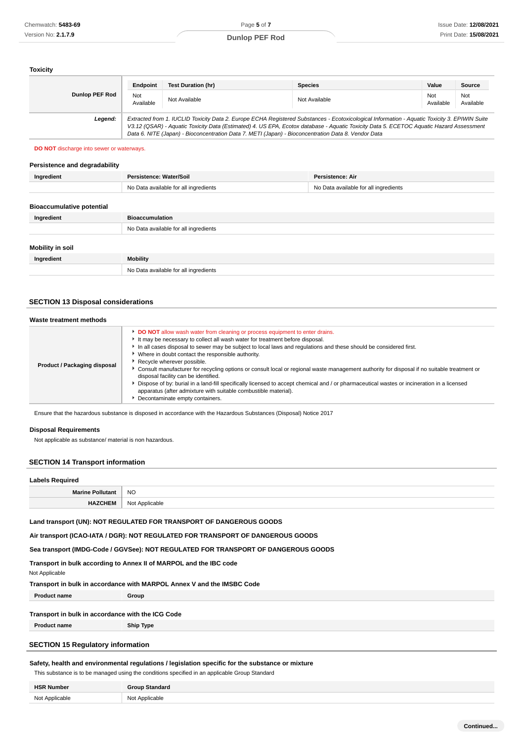### Toxicity

| Dunlop PEF Rod | Endpoint | Test Duration (hr) | Species | Value | Source |
|---|---|---|---|---|---|
| | Not Available | Not Available | Not Available | Not Available | Not Available |
| ***Legend:*** | *Extracted from 1. IUCLID Toxicity Data 2. Europe ECHA Registered Substances - Ecotoxicological Information - Aquatic Toxicity 3. EPIWIN Suite V3.12 (QSAR) - Aquatic Toxicity Data (Estimated) 4. US EPA, Ecotox database - Aquatic Toxicity Data 5. ECETOC Aquatic Hazard Assessment Data 6. NITE (Japan) - Bioconcentration Data 7. METI (Japan) - Bioconcentration Data 8. Vendor Data* | | | | |

**DO NOT** discharge into sewer or waterways.

### Persistence and degradability

| Ingredient | Persistence: Water/Soil | Persistence: Air |
|---|---|---|
| | No Data available for all ingredients | No Data available for all ingredients |

### Bioaccumulative potential

| Ingredient | Bioaccumulation |
|---|---|
| | No Data available for all ingredients |

### Mobility in soil

| Ingredient | Mobility |
|---|---|
| | No Data available for all ingredients |

## SECTION 13 Disposal considerations

### Waste treatment methods

| | |
|---|---|
| **Product / Packaging disposal** | ▸ **DO NOT** allow wash water from cleaning or process equipment to enter drains.<br>▸ It may be necessary to collect all wash water for treatment before disposal.<br>▸ In all cases disposal to sewer may be subject to local laws and regulations and these should be considered first.<br>▸ Where in doubt contact the responsible authority.<br>▸ Recycle wherever possible.<br>▸ Consult manufacturer for recycling options or consult local or regional waste management authority for disposal if no suitable treatment or disposal facility can be identified.<br>▸ Dispose of by: burial in a land-fill specifically licensed to accept chemical and / or pharmaceutical wastes or incineration in a licensed apparatus (after admixture with suitable combustible material).<br>▸ Decontaminate empty containers. |

Ensure that the hazardous substance is disposed in accordance with the Hazardous Substances (Disposal) Notice 2017

### Disposal Requirements

Not applicable as substance/ material is non hazardous.

## SECTION 14 Transport information

### Labels Required

| | |
|---|---|
| **Marine Pollutant** | NO |
| **HAZCHEM** | Not Applicable |

**Land transport (UN): NOT REGULATED FOR TRANSPORT OF DANGEROUS GOODS**

**Air transport (ICAO-IATA / DGR): NOT REGULATED FOR TRANSPORT OF DANGEROUS GOODS**

**Sea transport (IMDG-Code / GGVSee): NOT REGULATED FOR TRANSPORT OF DANGEROUS GOODS**

**Transport in bulk according to Annex II of MARPOL and the IBC code**

Not Applicable

**Transport in bulk in accordance with MARPOL Annex V and the IMSBC Code**

| Product name | Group |
|---|---|

**Transport in bulk in accordance with the ICG Code**

| Product name | Ship Type |
|---|---|

## SECTION 15 Regulatory information

### Safety, health and environmental regulations / legislation specific for the substance or mixture

This substance is to be managed using the conditions specified in an applicable Group Standard

| HSR Number | Group Standard |
|---|---|
| Not Applicable | Not Applicable |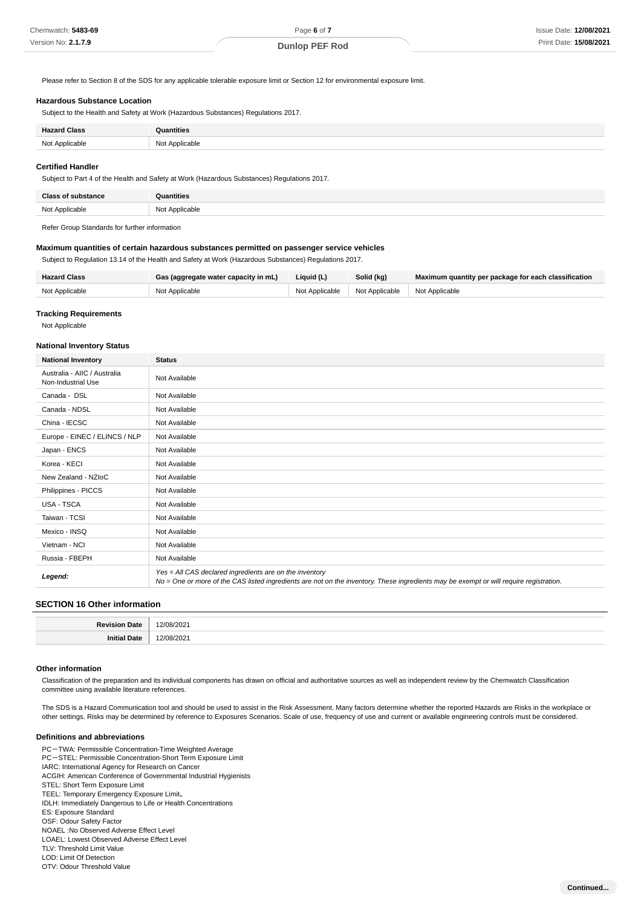Please refer to Section 8 of the SDS for any applicable tolerable exposure limit or Section 12 for environmental exposure limit.

### Hazardous Substance Location

Subject to the Health and Safety at Work (Hazardous Substances) Regulations 2017.

| Hazard Class | Quantities |
|---|---|
| Not Applicable | Not Applicable |

### Certified Handler

Subject to Part 4 of the Health and Safety at Work (Hazardous Substances) Regulations 2017.

| Class of substance | Quantities |
|---|---|
| Not Applicable | Not Applicable |

Refer Group Standards for further information

### Maximum quantities of certain hazardous substances permitted on passenger service vehicles

Subject to Regulation 13.14 of the Health and Safety at Work (Hazardous Substances) Regulations 2017.

| Hazard Class | Gas (aggregate water capacity in mL) | Liquid (L) | Solid (kg) | Maximum quantity per package for each classification |
|---|---|---|---|---|
| Not Applicable | Not Applicable | Not Applicable | Not Applicable | Not Applicable |

### Tracking Requirements

Not Applicable

### National Inventory Status

| National Inventory | Status |
|---|---|
| Australia - AIIC / Australia Non-Industrial Use | Not Available |
| Canada - DSL | Not Available |
| Canada - NDSL | Not Available |
| China - IECSC | Not Available |
| Europe - EINEC / ELINCS / NLP | Not Available |
| Japan - ENCS | Not Available |
| Korea - KECI | Not Available |
| New Zealand - NZIoC | Not Available |
| Philippines - PICCS | Not Available |
| USA - TSCA | Not Available |
| Taiwan - TCSI | Not Available |
| Mexico - INSQ | Not Available |
| Vietnam - NCI | Not Available |
| Russia - FBEPH | Not Available |
| *Legend:* | *Yes = All CAS declared ingredients are on the inventory*<br>*No = One or more of the CAS listed ingredients are not on the inventory. These ingredients may be exempt or will require registration.* |

## SECTION 16 Other information

| | |
|---|---|
| **Revision Date** | 12/08/2021 |
| **Initial Date** | 12/08/2021 |

### Other information

Classification of the preparation and its individual components has drawn on official and authoritative sources as well as independent review by the Chemwatch Classification committee using available literature references.

The SDS is a Hazard Communication tool and should be used to assist in the Risk Assessment. Many factors determine whether the reported Hazards are Risks in the workplace or other settings. Risks may be determined by reference to Exposures Scenarios. Scale of use, frequency of use and current or available engineering controls must be considered.

### Definitions and abbreviations

PC－TWA: Permissible Concentration-Time Weighted Average
PC－STEL: Permissible Concentration-Short Term Exposure Limit
IARC: International Agency for Research on Cancer
ACGIH: American Conference of Governmental Industrial Hygienists
STEL: Short Term Exposure Limit
TEEL: Temporary Emergency Exposure Limit。
IDLH: Immediately Dangerous to Life or Health Concentrations
ES: Exposure Standard
OSF: Odour Safety Factor
NOAEL :No Observed Adverse Effect Level
LOAEL: Lowest Observed Adverse Effect Level
TLV: Threshold Limit Value
LOD: Limit Of Detection
OTV: Odour Threshold Value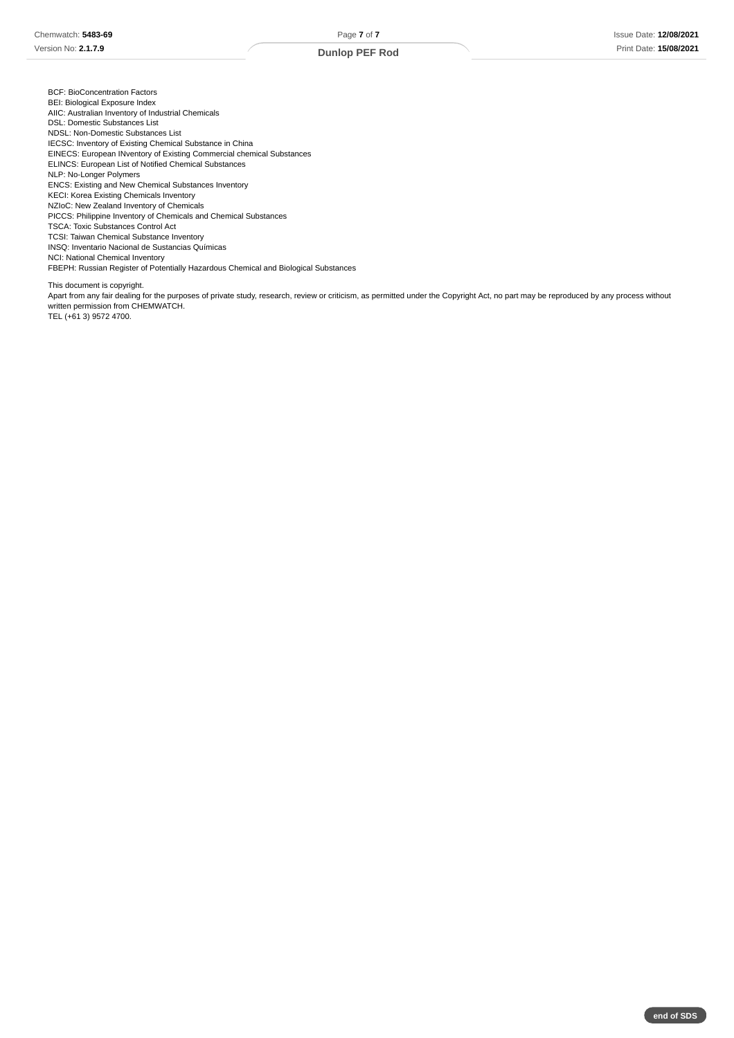BCF: BioConcentration Factors
BEI: Biological Exposure Index
AIIC: Australian Inventory of Industrial Chemicals
DSL: Domestic Substances List
NDSL: Non-Domestic Substances List
IECSC: Inventory of Existing Chemical Substance in China
EINECS: European INventory of Existing Commercial chemical Substances
ELINCS: European List of Notified Chemical Substances
NLP: No-Longer Polymers
ENCS: Existing and New Chemical Substances Inventory
KECI: Korea Existing Chemicals Inventory
NZIoC: New Zealand Inventory of Chemicals
PICCS: Philippine Inventory of Chemicals and Chemical Substances
TSCA: Toxic Substances Control Act
TCSI: Taiwan Chemical Substance Inventory
INSQ: Inventario Nacional de Sustancias Químicas
NCI: National Chemical Inventory
FBEPH: Russian Register of Potentially Hazardous Chemical and Biological Substances

This document is copyright.
Apart from any fair dealing for the purposes of private study, research, review or criticism, as permitted under the Copyright Act, no part may be reproduced by any process without written permission from CHEMWATCH.
TEL (+61 3) 9572 4700.

**end of SDS**